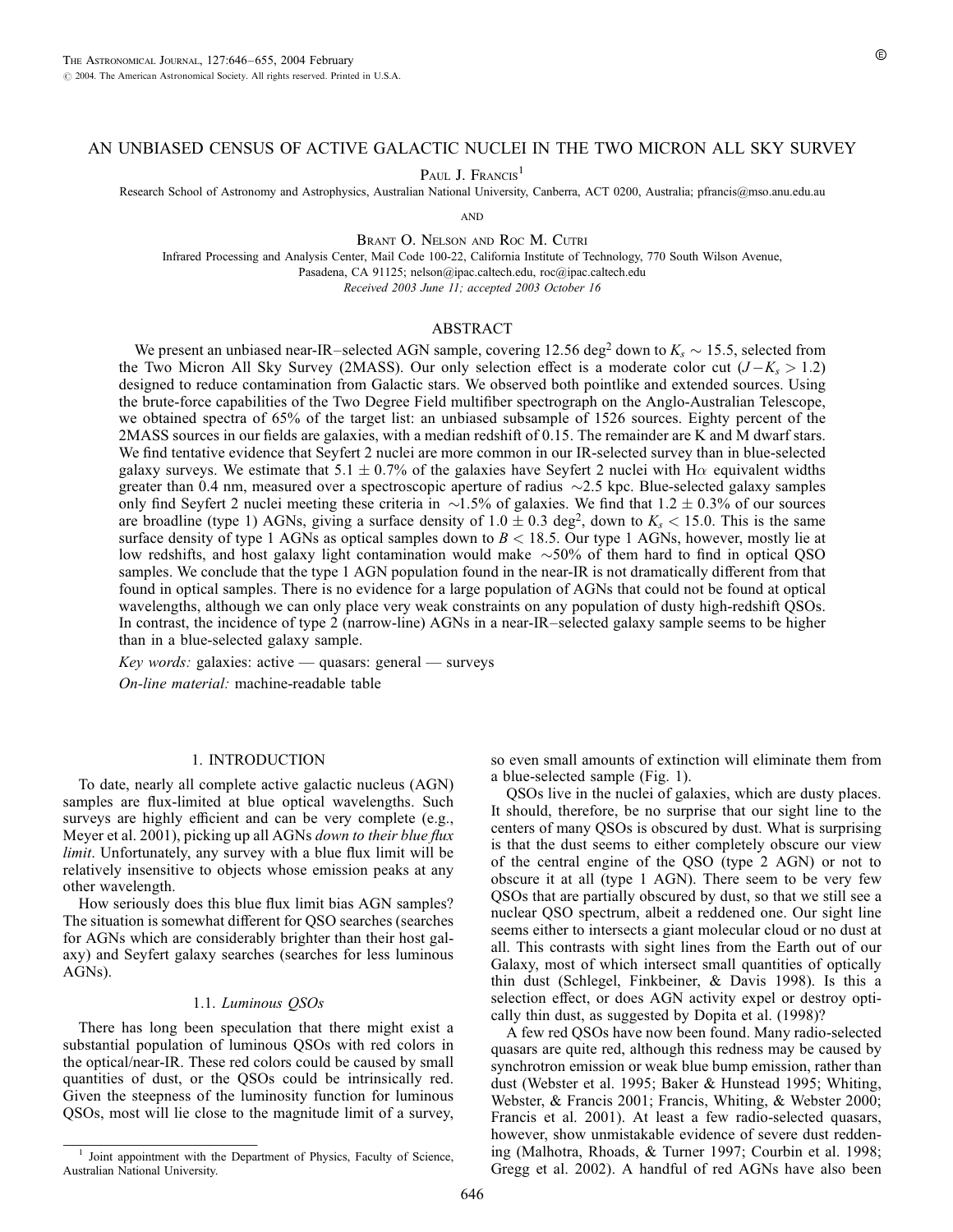# AN UNBIASED CENSUS OF ACTIVE GALACTIC NUCLEI IN THE TWO MICRON ALL SKY SURVEY

Paul J. Francis[1]

Research School of Astronomy and Astrophysics, Australian National University, Canberra, ACT 0200, Australia; pfrancis@mso.anu.edu.au

and

Brant O. Nelson and Roc M. Cutri

Infrared Processing and Analysis Center, Mail Code 100-22, California Institute of Technology, 770 South Wilson Avenue, Pasadena, CA 91125; nelson@ipac.caltech.edu, roc@ipac.caltech.edu

*Received 2003 June 11; accepted 2003 October 16*

## ABSTRACT

We present an unbiased near-IR–selected AGN sample, covering 12.56 $deg^2$ down to $K_s \sim 15.5$, selected from the Two Micron All Sky Survey (2MASS). Our only selection effect is a moderate color cut ($J - K_s > 1.2$) designed to reduce contamination from Galactic stars. We observed both pointlike and extended sources. Using the brute-force capabilities of the Two Degree Field multifiber spectrograph on the Anglo-Australian Telescope, we obtained spectra of 65% of the target list: an unbiased subsample of 1526 sources. Eighty percent of the 2MASS sources in our fields are galaxies, with a median redshift of 0.15. The remainder are K and M dwarf stars. We find tentative evidence that Seyfert 2 nuclei are more common in our IR-selected survey than in blue-selected galaxy surveys. We estimate that $5.1 \pm 0.7$% of the galaxies have Seyfert 2 nuclei with H$\alpha$ equivalent widths greater than 0.4 nm, measured over a spectroscopic aperture of radius $\sim$2.5 kpc. Blue-selected galaxy samples only find Seyfert 2 nuclei meeting these criteria in $\sim$1.5% of galaxies. We find that $1.2 \pm 0.3$% of our sources are broadline (type 1) AGNs, giving a surface density of $1.0 \pm 0.3$ $deg^2$, down to $K_s < 15.0$. This is the same surface density of type 1 AGNs as optical samples down to $B < 18.5$. Our type 1 AGNs, however, mostly lie at low redshifts, and host galaxy light contamination would make $\sim$50% of them hard to find in optical QSO samples. We conclude that the type 1 AGN population found in the near-IR is not dramatically different from that found in optical samples. There is no evidence for a large population of AGNs that could not be found at optical wavelengths, although we can only place very weak constraints on any population of dusty high-redshift QSOs. In contrast, the incidence of type 2 (narrow-line) AGNs in a near-IR–selected galaxy sample seems to be higher than in a blue-selected galaxy sample.

*Key words:* galaxies: active — quasars: general — surveys

*On-line material:* machine-readable table

## 1. INTRODUCTION

To date, nearly all complete active galactic nucleus (AGN) samples are flux-limited at blue optical wavelengths. Such surveys are highly efficient and can be very complete (e.g., Meyer et al. 2001), picking up all AGNs *down to their blue flux limit*. Unfortunately, any survey with a blue flux limit will be relatively insensitive to objects whose emission peaks at any other wavelength.

How seriously does this blue flux limit bias AGN samples? The situation is somewhat different for QSO searches (searches for AGNs which are considerably brighter than their host galaxy) and Seyfert galaxy searches (searches for less luminous AGNs).

### 1.1. *Luminous QSOs*

There has long been speculation that there might exist a substantial population of luminous QSOs with red colors in the optical/near-IR. These red colors could be caused by small quantities of dust, or the QSOs could be intrinsically red. Given the steepness of the luminosity function for luminous QSOs, most will lie close to the magnitude limit of a survey, so even small amounts of extinction will eliminate them from a blue-selected sample (Fig. 1).

QSOs live in the nuclei of galaxies, which are dusty places. It should, therefore, be no surprise that our sight line to the centers of many QSOs is obscured by dust. What is surprising is that the dust seems to either completely obscure our view of the central engine of the QSO (type 2 AGN) or not to obscure it at all (type 1 AGN). There seem to be very few QSOs that are partially obscured by dust, so that we still see a nuclear QSO spectrum, albeit a reddened one. Our sight line seems either to intersects a giant molecular cloud or no dust at all. This contrasts with sight lines from the Earth out of our Galaxy, most of which intersect small quantities of optically thin dust (Schlegel, Finkbeiner, & Davis 1998). Is this a selection effect, or does AGN activity expel or destroy optically thin dust, as suggested by Dopita et al. (1998)?

A few red QSOs have now been found. Many radio-selected quasars are quite red, although this redness may be caused by synchrotron emission or weak blue bump emission, rather than dust (Webster et al. 1995; Baker & Hunstead 1995; Whiting, Webster, & Francis 2001; Francis, Whiting, & Webster 2000; Francis et al. 2001). At least a few radio-selected quasars, however, show unmistakable evidence of severe dust reddening (Malhotra, Rhoads, & Turner 1997; Courbin et al. 1998; Gregg et al. 2002). A handful of red AGNs have also been

[1] Joint appointment with the Department of Physics, Faculty of Science, Australian National University.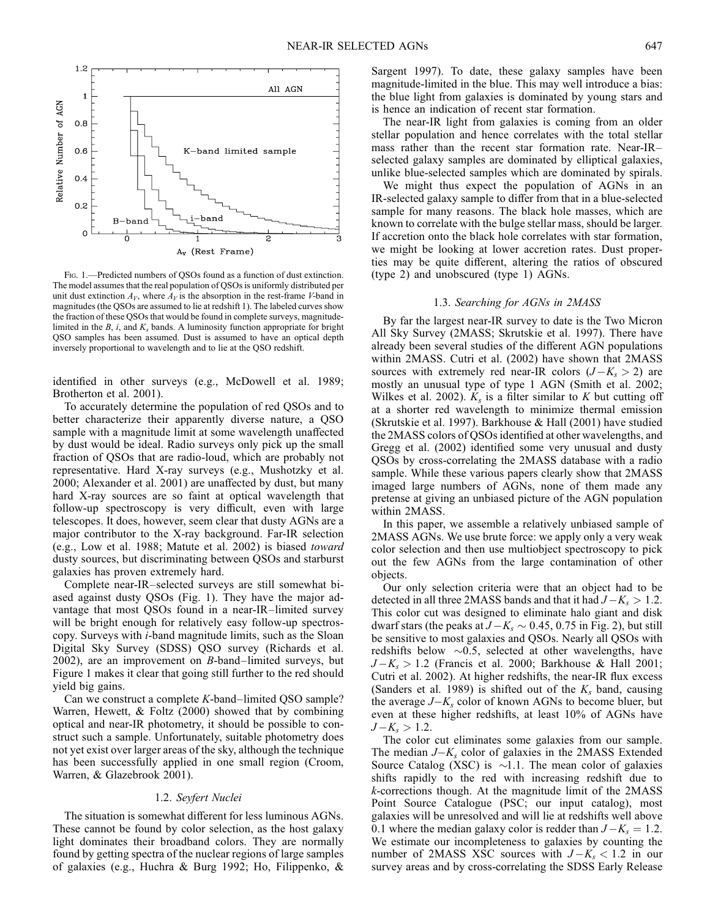FIG. 1.—Predicted numbers of QSOs found as a function of dust extinction. The model assumes that the real population of QSOs is uniformly distributed per unit dust extinction $A_V$, where $A_V$ is the absorption in the rest-frame $V$-band in magnitudes (the QSOs are assumed to lie at redshift 1). The labeled curves show the fraction of these QSOs that would be found in complete surveys, magnitude-limited in the $B$, $i$, and $K_s$ bands. A luminosity function appropriate for bright QSO samples has been assumed. Dust is assumed to have an optical depth inversely proportional to wavelength and to lie at the QSO redshift.

identified in other surveys (e.g., McDowell et al. 1989; Brotherton et al. 2001).

To accurately determine the population of red QSOs and to better characterize their apparently diverse nature, a QSO sample with a magnitude limit at some wavelength unaffected by dust would be ideal. Radio surveys only pick up the small fraction of QSOs that are radio-loud, which are probably not representative. Hard X-ray surveys (e.g., Mushotzky et al. 2000; Alexander et al. 2001) are unaffected by dust, but many hard X-ray sources are so faint at optical wavelength that follow-up spectroscopy is very difficult, even with large telescopes. It does, however, seem clear that dusty AGNs are a major contributor to the X-ray background. Far-IR selection (e.g., Low et al. 1988; Matute et al. 2002) is biased *toward* dusty sources, but discriminating between QSOs and starburst galaxies has proven extremely hard.

Complete near-IR–selected surveys are still somewhat biased against dusty QSOs (Fig. 1). They have the major advantage that most QSOs found in a near-IR–limited survey will be bright enough for relatively easy follow-up spectroscopy. Surveys with $i$-band magnitude limits, such as the Sloan Digital Sky Survey (SDSS) QSO survey (Richards et al. 2002), are an improvement on $B$-band–limited surveys, but Figure 1 makes it clear that going still further to the red should yield big gains.

Can we construct a complete $K$-band–limited QSO sample? Warren, Hewett, & Foltz (2000) showed that by combining optical and near-IR photometry, it should be possible to construct such a sample. Unfortunately, suitable photometry does not yet exist over larger areas of the sky, although the technique has been successfully applied in one small region (Croom, Warren, & Glazebrook 2001).

### 1.2. *Seyfert Nuclei*

The situation is somewhat different for less luminous AGNs. These cannot be found by color selection, as the host galaxy light dominates their broadband colors. They are normally found by getting spectra of the nuclear regions of large samples of galaxies (e.g., Huchra & Burg 1992; Ho, Filippenko, & Sargent 1997). To date, these galaxy samples have been magnitude-limited in the blue. This may well introduce a bias: the blue light from galaxies is dominated by young stars and is hence an indication of recent star formation.

The near-IR light from galaxies is coming from an older stellar population and hence correlates with the total stellar mass rather than the recent star formation rate. Near-IR–selected galaxy samples are dominated by elliptical galaxies, unlike blue-selected samples which are dominated by spirals.

We might thus expect the population of AGNs in an IR-selected galaxy sample to differ from that in a blue-selected sample for many reasons. The black hole masses, which are known to correlate with the bulge stellar mass, should be larger. If accretion onto the black hole correlates with star formation, we might be looking at lower accretion rates. Dust properties may be quite different, altering the ratios of obscured (type 2) and unobscured (type 1) AGNs.

### 1.3. *Searching for AGNs in 2MASS*

By far the largest near-IR survey to date is the Two Micron All Sky Survey (2MASS; Skrutskie et al. 1997). There have already been several studies of the different AGN populations within 2MASS. Cutri et al. (2002) have shown that 2MASS sources with extremely red near-IR colors ($J-K_s > 2$) are mostly an unusual type of type 1 AGN (Smith et al. 2002; Wilkes et al. 2002). $K_s$ is a filter similar to $K$ but cutting off at a shorter red wavelength to minimize thermal emission (Skrutskie et al. 1997). Barkhouse & Hall (2001) have studied the 2MASS colors of QSOs identified at other wavelengths, and Gregg et al. (2002) identified some very unusual and dusty QSOs by cross-correlating the 2MASS database with a radio sample. While these various papers clearly show that 2MASS imaged large numbers of AGNs, none of them made any pretense at giving an unbiased picture of the AGN population within 2MASS.

In this paper, we assemble a relatively unbiased sample of 2MASS AGNs. We use brute force: we apply only a very weak color selection and then use multiobject spectroscopy to pick out the few AGNs from the large contamination of other objects.

Our only selection criteria were that an object had to be detected in all three 2MASS bands and that it had $J-K_s > 1.2$. This color cut was designed to eliminate halo giant and disk dwarf stars (the peaks at $J-K_s \sim 0.45$, 0.75 in Fig. 2), but still be sensitive to most galaxies and QSOs. Nearly all QSOs with redshifts below $\sim$0.5, selected at other wavelengths, have $J-K_s > 1.2$ (Francis et al. 2000; Barkhouse & Hall 2001; Cutri et al. 2002). At higher redshifts, the near-IR flux excess (Sanders et al. 1989) is shifted out of the $K_s$ band, causing the average $J-K_s$ color of known AGNs to become bluer, but even at these higher redshifts, at least 10% of AGNs have $J-K_s > 1.2$.

The color cut eliminates some galaxies from our sample. The median $J-K_s$ color of galaxies in the 2MASS Extended Source Catalog (XSC) is $\sim$1.1. The mean color of galaxies shifts rapidly to the red with increasing redshift due to $k$-corrections though. At the magnitude limit of the 2MASS Point Source Catalogue (PSC; our input catalog), most galaxies will be unresolved and will lie at redshifts well above 0.1 where the median galaxy color is redder than $J-K_s = 1.2$. We estimate our incompleteness to galaxies by counting the number of 2MASS XSC sources with $J-K_s < 1.2$ in our survey areas and by cross-correlating the SDSS Early Release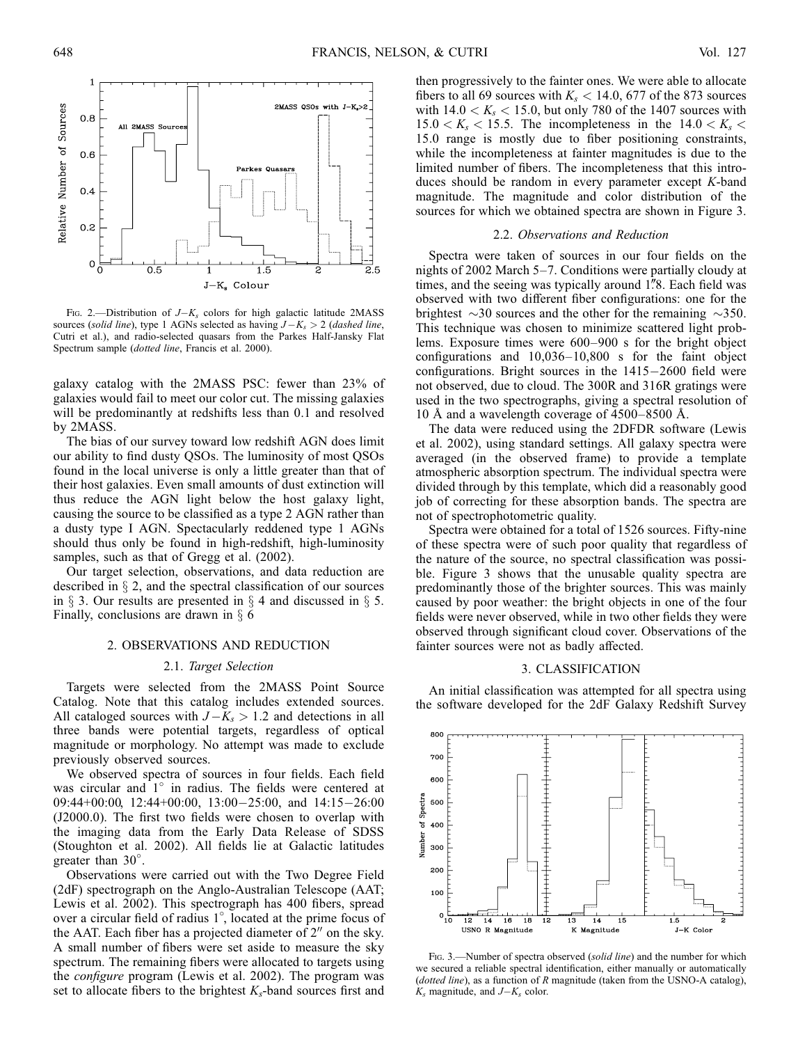FIG. 2.—Distribution of $J-K_s$ colors for high galactic latitude 2MASS sources (*solid line*), type 1 AGNs selected as having $J-K_s > 2$ (*dashed line*, Cutri et al.), and radio-selected quasars from the Parkes Half-Jansky Flat Spectrum sample (*dotted line*, Francis et al. 2000).

galaxy catalog with the 2MASS PSC: fewer than 23% of galaxies would fail to meet our color cut. The missing galaxies will be predominantly at redshifts less than 0.1 and resolved by 2MASS.

The bias of our survey toward low redshift AGN does limit our ability to find dusty QSOs. The luminosity of most QSOs found in the local universe is only a little greater than that of their host galaxies. Even small amounts of dust extinction will thus reduce the AGN light below the host galaxy light, causing the source to be classified as a type 2 AGN rather than a dusty type I AGN. Spectacularly reddened type 1 AGNs should thus only be found in high-redshift, high-luminosity samples, such as that of Gregg et al. (2002).

Our target selection, observations, and data reduction are described in § 2, and the spectral classification of our sources in § 3. Our results are presented in § 4 and discussed in § 5. Finally, conclusions are drawn in § 6

## 2. OBSERVATIONS AND REDUCTION

### 2.1. *Target Selection*

Targets were selected from the 2MASS Point Source Catalog. Note that this catalog includes extended sources. All cataloged sources with $J-K_s > 1.2$ and detections in all three bands were potential targets, regardless of optical magnitude or morphology. No attempt was made to exclude previously observed sources.

We observed spectra of sources in four fields. Each field was circular and 1° in radius. The fields were centered at 09:44+00:00, 12:44+00:00, 13:00−25:00, and 14:15−26:00 (J2000.0). The first two fields were chosen to overlap with the imaging data from the Early Data Release of SDSS (Stoughton et al. 2002). All fields lie at Galactic latitudes greater than 30°.

Observations were carried out with the Two Degree Field (2dF) spectrograph on the Anglo-Australian Telescope (AAT; Lewis et al. 2002). This spectrograph has 400 fibers, spread over a circular field of radius 1°, located at the prime focus of the AAT. Each fiber has a projected diameter of 2″ on the sky. A small number of fibers were set aside to measure the sky spectrum. The remaining fibers were allocated to targets using the *configure* program (Lewis et al. 2002). The program was set to allocate fibers to the brightest $K_s$-band sources first and then progressively to the fainter ones. We were able to allocate fibers to all 69 sources with $K_s < 14.0$, 677 of the 873 sources with $14.0 < K_s < 15.0$, but only 780 of the 1407 sources with $15.0 < K_s < 15.5$. The incompleteness in the $14.0 < K_s < 15.0$ range is mostly due to fiber positioning constraints, while the incompleteness at fainter magnitudes is due to the limited number of fibers. The incompleteness that this introduces should be random in every parameter except $K$-band magnitude. The magnitude and color distribution of the sources for which we obtained spectra are shown in Figure 3.

### 2.2. *Observations and Reduction*

Spectra were taken of sources in our four fields on the nights of 2002 March 5–7. Conditions were partially cloudy at times, and the seeing was typically around 1.″8. Each field was observed with two different fiber configurations: one for the brightest ~30 sources and the other for the remaining ~350. This technique was chosen to minimize scattered light problems. Exposure times were 600–900 s for the bright object configurations and 10,036–10,800 s for the faint object configurations. Bright sources in the 1415−2600 field were not observed, due to cloud. The 300R and 316R gratings were used in the two spectrographs, giving a spectral resolution of 10 Å and a wavelength coverage of 4500–8500 Å.

The data were reduced using the 2DFDR software (Lewis et al. 2002), using standard settings. All galaxy spectra were averaged (in the observed frame) to provide a template atmospheric absorption spectrum. The individual spectra were divided through by this template, which did a reasonably good job of correcting for these absorption bands. The spectra are not of spectrophotometric quality.

Spectra were obtained for a total of 1526 sources. Fifty-nine of these spectra were of such poor quality that regardless of the nature of the source, no spectral classification was possible. Figure 3 shows that the unusable quality spectra are predominantly those of the brighter sources. This was mainly caused by poor weather: the bright objects in one of the four fields were never observed, while in two other fields they were observed through significant cloud cover. Observations of the fainter sources were not as badly affected.

## 3. CLASSIFICATION

An initial classification was attempted for all spectra using the software developed for the 2dF Galaxy Redshift Survey

FIG. 3.—Number of spectra observed (*solid line*) and the number for which we secured a reliable spectral identification, either manually or automatically (*dotted line*), as a function of $R$ magnitude (taken from the USNO-A catalog), $K_s$ magnitude, and $J-K_s$ color.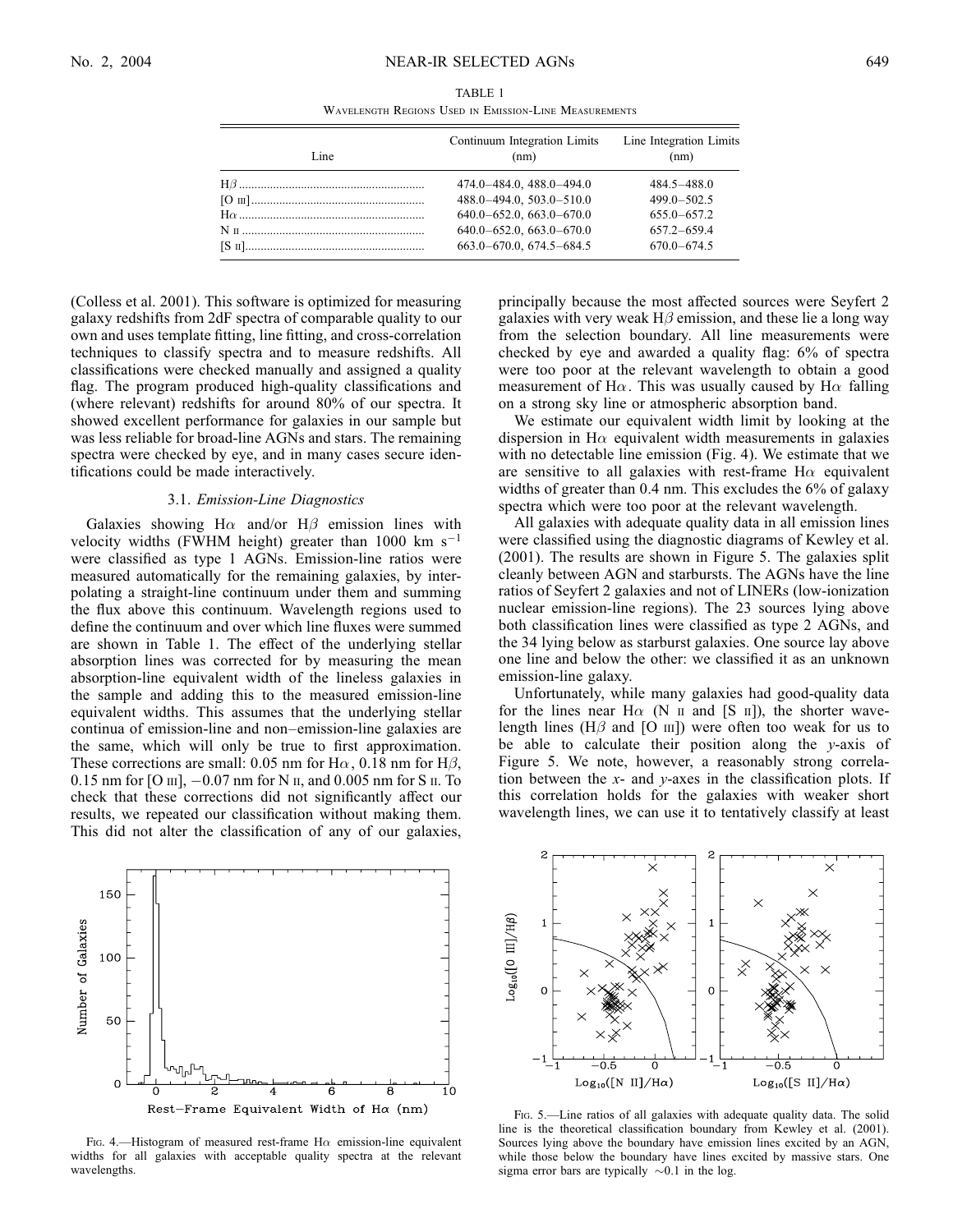TABLE 1

Wavelength Regions Used in Emission-Line Measurements

| Line | Continuum Integration Limits (nm) | Line Integration Limits (nm) |
|---|---|---|
| Hβ | 474.0–484.0, 488.0–494.0 | 484.5–488.0 |
| [O III] | 488.0–494.0, 503.0–510.0 | 499.0–502.5 |
| Hα | 640.0–652.0, 663.0–670.0 | 655.0–657.2 |
| N II | 640.0–652.0, 663.0–670.0 | 657.2–659.4 |
| [S II] | 663.0–670.0, 674.5–684.5 | 670.0–674.5 |

(Colless et al. 2001). This software is optimized for measuring galaxy redshifts from 2dF spectra of comparable quality to our own and uses template fitting, line fitting, and cross-correlation techniques to classify spectra and to measure redshifts. All classifications were checked manually and assigned a quality flag. The program produced high-quality classifications and (where relevant) redshifts for around 80% of our spectra. It showed excellent performance for galaxies in our sample but was less reliable for broad-line AGNs and stars. The remaining spectra were checked by eye, and in many cases secure identifications could be made interactively.

### 3.1. *Emission-Line Diagnostics*

Galaxies showing Hα and/or Hβ emission lines with velocity widths (FWHM height) greater than 1000 km $s^{-1}$ were classified as type 1 AGNs. Emission-line ratios were measured automatically for the remaining galaxies, by interpolating a straight-line continuum under them and summing the flux above this continuum. Wavelength regions used to define the continuum and over which line fluxes were summed are shown in Table 1. The effect of the underlying stellar absorption lines was corrected for by measuring the mean absorption-line equivalent width of the lineless galaxies in the sample and adding this to the measured emission-line equivalent widths. This assumes that the underlying stellar continua of emission-line and non–emission-line galaxies are the same, which will only be true to first approximation. These corrections are small: 0.05 nm for Hα, 0.18 nm for Hβ, 0.15 nm for [O III], −0.07 nm for N II, and 0.005 nm for S II. To check that these corrections did not significantly affect our results, we repeated our classification without making them. This did not alter the classification of any of our galaxies, principally because the most affected sources were Seyfert 2 galaxies with very weak Hβ emission, and these lie a long way from the selection boundary. All line measurements were checked by eye and awarded a quality flag: 6% of spectra were too poor at the relevant wavelength to obtain a good measurement of Hα. This was usually caused by Hα falling on a strong sky line or atmospheric absorption band.

We estimate our equivalent width limit by looking at the dispersion in Hα equivalent width measurements in galaxies with no detectable line emission (Fig. 4). We estimate that we are sensitive to all galaxies with rest-frame Hα equivalent widths of greater than 0.4 nm. This excludes the 6% of galaxy spectra which were too poor at the relevant wavelength.

All galaxies with adequate quality data in all emission lines were classified using the diagnostic diagrams of Kewley et al. (2001). The results are shown in Figure 5. The galaxies split cleanly between AGN and starbursts. The AGNs have the line ratios of Seyfert 2 galaxies and not of LINERs (low-ionization nuclear emission-line regions). The 23 sources lying above both classification lines were classified as type 2 AGNs, and the 34 lying below as starburst galaxies. One source lay above one line and below the other: we classified it as an unknown emission-line galaxy.

Unfortunately, while many galaxies had good-quality data for the lines near Hα (N II and [S II]), the shorter wavelength lines (Hβ and [O III]) were often too weak for us to be able to calculate their position along the *y*-axis of Figure 5. We note, however, a reasonably strong correlation between the *x*- and *y*-axes in the classification plots. If this correlation holds for the galaxies with weaker short wavelength lines, we can use it to tentatively classify at least

Fig. 4.—Histogram of measured rest-frame Hα emission-line equivalent widths for all galaxies with acceptable quality spectra at the relevant wavelengths.

Fig. 5.—Line ratios of all galaxies with adequate quality data. The solid line is the theoretical classification boundary from Kewley et al. (2001). Sources lying above the boundary have emission lines excited by an AGN, while those below the boundary have lines excited by massive stars. One sigma error bars are typically ~0.1 in the log.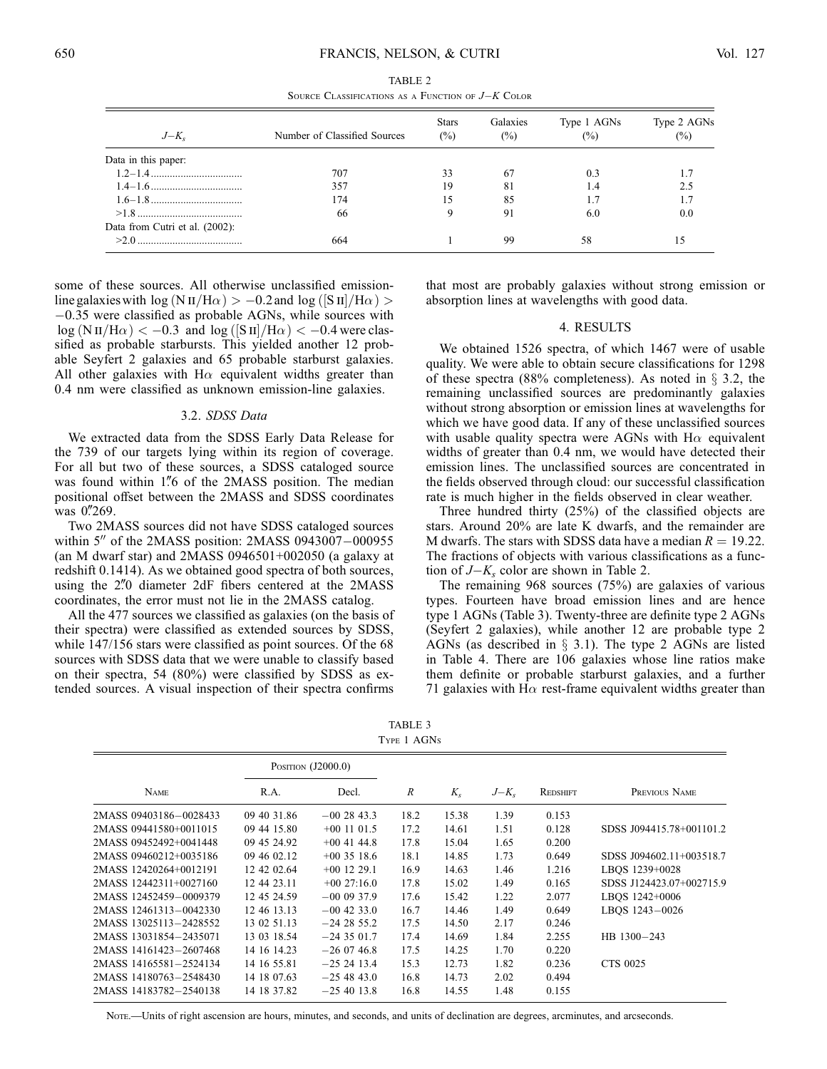TABLE 2
Source Classifications as a Function of $J-K$ Color

| $J-K_s$ | Number of Classified Sources | Stars (%) | Galaxies (%) | Type 1 AGNs (%) | Type 2 AGNs (%) |
|---|---|---|---|---|---|
| Data in this paper: | | | | | |
| 1.2–1.4 | 707 | 33 | 67 | 0.3 | 1.7 |
| 1.4–1.6 | 357 | 19 | 81 | 1.4 | 2.5 |
| 1.6–1.8 | 174 | 15 | 85 | 1.7 | 1.7 |
| >1.8 | 66 | 9 | 91 | 6.0 | 0.0 |
| Data from Cutri et al. (2002): | | | | | |
| >2.0 | 664 | 1 | 99 | 58 | 15 |

some of these sources. All otherwise unclassified emission-line galaxies with $\log(\mathrm{N\,II}/\mathrm{H}\alpha) > -0.2$ and $\log([\mathrm{S\,II}]/\mathrm{H}\alpha) > -0.35$ were classified as probable AGNs, while sources with $\log(\mathrm{N\,II}/\mathrm{H}\alpha) < -0.3$ and $\log([\mathrm{S\,II}]/\mathrm{H}\alpha) < -0.4$ were classified as probable starbursts. This yielded another 12 probable Seyfert 2 galaxies and 65 probable starburst galaxies. All other galaxies with H$\alpha$ equivalent widths greater than 0.4 nm were classified as unknown emission-line galaxies.

### 3.2. *SDSS Data*

We extracted data from the SDSS Early Data Release for the 739 of our targets lying within its region of coverage. For all but two of these sources, a SDSS cataloged source was found within 1."6 of the 2MASS position. The median positional offset between the 2MASS and SDSS coordinates was 0."269.

Two 2MASS sources did not have SDSS cataloged sources within 5" of the 2MASS position: 2MASS 0943007−000955 (an M dwarf star) and 2MASS 0946501+002050 (a galaxy at redshift 0.1414). As we obtained good spectra of both sources, using the 2."0 diameter 2dF fibers centered at the 2MASS coordinates, the error must not lie in the 2MASS catalog.

All the 477 sources we classified as galaxies (on the basis of their spectra) were classified as extended sources by SDSS, while 147/156 stars were classified as point sources. Of the 68 sources with SDSS data that we were unable to classify based on their spectra, 54 (80%) were classified by SDSS as extended sources. A visual inspection of their spectra confirms that most are probably galaxies without strong emission or absorption lines at wavelengths with good data.

## 4. RESULTS

We obtained 1526 spectra, of which 1467 were of usable quality. We were able to obtain secure classifications for 1298 of these spectra (88% completeness). As noted in § 3.2, the remaining unclassified sources are predominantly galaxies without strong absorption or emission lines at wavelengths for which we have good data. If any of these unclassified sources with usable quality spectra were AGNs with H$\alpha$ equivalent widths of greater than 0.4 nm, we would have detected their emission lines. The unclassified sources are concentrated in the fields observed through cloud: our successful classification rate is much higher in the fields observed in clear weather.

Three hundred thirty (25%) of the classified objects are stars. Around 20% are late K dwarfs, and the remainder are M dwarfs. The stars with SDSS data have a median $R = 19.22$. The fractions of objects with various classifications as a function of $J-K_s$ color are shown in Table 2.

The remaining 968 sources (75%) are galaxies of various types. Fourteen have broad emission lines and are hence type 1 AGNs (Table 3). Twenty-three are definite type 2 AGNs (Seyfert 2 galaxies), while another 12 are probable type 2 AGNs (as described in § 3.1). The type 2 AGNs are listed in Table 4. There are 106 galaxies whose line ratios make them definite or probable starburst galaxies, and a further 71 galaxies with H$\alpha$ rest-frame equivalent widths greater than

TABLE 3
Type 1 AGNs

| Name | Position (J2000.0) R.A. | Decl. | $R$ | $K_s$ | $J-K_s$ | Redshift | Previous Name |
|---|---|---|---|---|---|---|---|
| 2MASS 09403186−0028433 | 09 40 31.86 | −00 28 43.3 | 18.2 | 15.38 | 1.39 | 0.153 | |
| 2MASS 09441580+0011015 | 09 44 15.80 | +00 11 01.5 | 17.2 | 14.61 | 1.51 | 0.128 | SDSS J094415.78+001101.2 |
| 2MASS 09452492+0041448 | 09 45 24.92 | +00 41 44.8 | 17.8 | 15.04 | 1.65 | 0.200 | |
| 2MASS 09460212+0035186 | 09 46 02.12 | +00 35 18.6 | 18.1 | 14.85 | 1.73 | 0.649 | SDSS J094602.11+003518.7 |
| 2MASS 12420264+0012191 | 12 42 02.64 | +00 12 29.1 | 16.9 | 14.63 | 1.46 | 1.216 | LBQS 1239+0028 |
| 2MASS 12442311+0027160 | 12 44 23.11 | +00 27:16.0 | 17.8 | 15.02 | 1.49 | 0.165 | SDSS J124423.07+002715.9 |
| 2MASS 12452459−0009379 | 12 45 24.59 | −00 09 37.9 | 17.6 | 15.42 | 1.22 | 2.077 | LBQS 1242+0006 |
| 2MASS 12461313−0042330 | 12 46 13.13 | −00 42 33.0 | 16.7 | 14.46 | 1.49 | 0.649 | LBQS 1243−0026 |
| 2MASS 13025113−2428552 | 13 02 51.13 | −24 28 55.2 | 17.5 | 14.50 | 2.17 | 0.246 | |
| 2MASS 13031854−2435071 | 13 03 18.54 | −24 35 01.7 | 17.4 | 14.69 | 1.84 | 2.255 | HB 1300−243 |
| 2MASS 14161423−2607468 | 14 16 14.23 | −26 07 46.8 | 17.5 | 14.25 | 1.70 | 0.220 | |
| 2MASS 14165581−2524134 | 14 16 55.81 | −25 24 13.4 | 15.3 | 12.73 | 1.82 | 0.236 | CTS 0025 |
| 2MASS 14180763−2548430 | 14 18 07.63 | −25 48 43.0 | 16.8 | 14.73 | 2.02 | 0.494 | |
| 2MASS 14183782−2540138 | 14 18 37.82 | −25 40 13.8 | 16.8 | 14.55 | 1.48 | 0.155 | |

Note.—Units of right ascension are hours, minutes, and seconds, and units of declination are degrees, arcminutes, and arcseconds.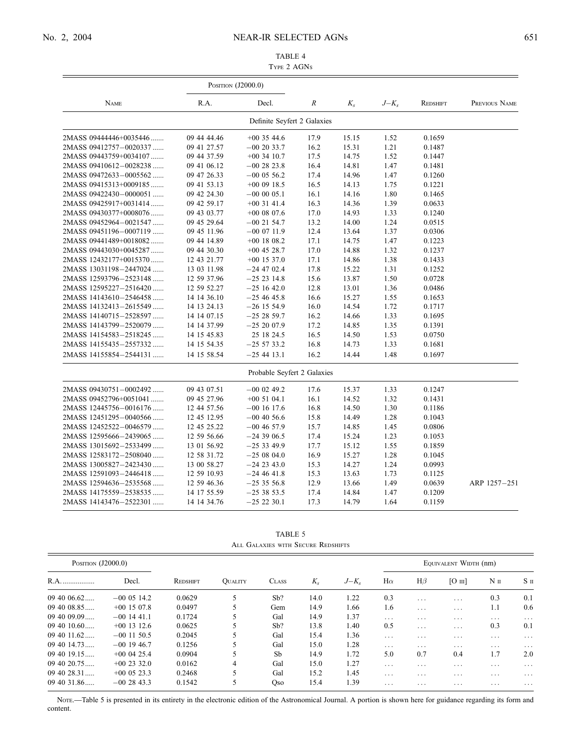TABLE 4

Type 2 AGNs

| Name | Position (J2000.0) R.A. | Decl. | $R$ | $K_s$ | $J-K_s$ | Redshift | Previous Name |
|---|---|---|---|---|---|---|---|
| Definite Seyfert 2 Galaxies | | | | | | | |
| 2MASS 09444446+0035446 | 09 44 44.46 | +00 35 44.6 | 17.9 | 15.15 | 1.52 | 0.1659 | |
| 2MASS 09412757−0020337 | 09 41 27.57 | −00 20 33.7 | 16.2 | 15.31 | 1.21 | 0.1487 | |
| 2MASS 09443759+0034107 | 09 44 37.59 | +00 34 10.7 | 17.5 | 14.75 | 1.52 | 0.1447 | |
| 2MASS 09410612−0028238 | 09 41 06.12 | −00 28 23.8 | 16.4 | 14.81 | 1.47 | 0.1481 | |
| 2MASS 09472633−0005562 | 09 47 26.33 | −00 05 56.2 | 17.4 | 14.96 | 1.47 | 0.1260 | |
| 2MASS 09415313+0009185 | 09 41 53.13 | +00 09 18.5 | 16.5 | 14.13 | 1.75 | 0.1221 | |
| 2MASS 09422430−0000051 | 09 42 24.30 | −00 00 05.1 | 16.1 | 14.16 | 1.80 | 0.1465 | |
| 2MASS 09425917+0031414 | 09 42 59.17 | +00 31 41.4 | 16.3 | 14.36 | 1.39 | 0.0633 | |
| 2MASS 09430377+0008076 | 09 43 03.77 | +00 08 07.6 | 17.0 | 14.93 | 1.33 | 0.1240 | |
| 2MASS 09452964−0021547 | 09 45 29.64 | −00 21 54.7 | 13.2 | 14.00 | 1.24 | 0.0515 | |
| 2MASS 09451196−0007119 | 09 45 11.96 | −00 07 11.9 | 12.4 | 13.64 | 1.37 | 0.0306 | |
| 2MASS 09441489+0018082 | 09 44 14.89 | +00 18 08.2 | 17.1 | 14.75 | 1.47 | 0.1223 | |
| 2MASS 09443030+0045287 | 09 44 30.30 | +00 45 28.7 | 17.0 | 14.88 | 1.32 | 0.1237 | |
| 2MASS 12432177+0015370 | 12 43 21.77 | +00 15 37.0 | 17.1 | 14.86 | 1.38 | 0.1433 | |
| 2MASS 13031198−2447024 | 13 03 11.98 | −24 47 02.4 | 17.8 | 15.22 | 1.31 | 0.1252 | |
| 2MASS 12593796−2523148 | 12 59 37.96 | −25 23 14.8 | 15.6 | 13.87 | 1.50 | 0.0728 | |
| 2MASS 12595227−2516420 | 12 59 52.27 | −25 16 42.0 | 12.8 | 13.01 | 1.36 | 0.0486 | |
| 2MASS 14143610−2546458 | 14 14 36.10 | −25 46 45.8 | 16.6 | 15.27 | 1.55 | 0.1653 | |
| 2MASS 14132413−2615549 | 14 13 24.13 | −26 15 54.9 | 16.0 | 14.54 | 1.72 | 0.1717 | |
| 2MASS 14140715−2528597 | 14 14 07.15 | −25 28 59.7 | 16.2 | 14.66 | 1.33 | 0.1695 | |
| 2MASS 14143799−2520079 | 14 14 37.99 | −25 20 07.9 | 17.2 | 14.85 | 1.35 | 0.1391 | |
| 2MASS 14154583−2518245 | 14 15 45.83 | 25 18 24.5 | 16.5 | 14.50 | 1.53 | 0.0750 | |
| 2MASS 14155435−2557332 | 14 15 54.35 | −25 57 33.2 | 16.8 | 14.73 | 1.33 | 0.1681 | |
| 2MASS 14155854−2544131 | 14 15 58.54 | −25 44 13.1 | 16.2 | 14.44 | 1.48 | 0.1697 | |
| Probable Seyfert 2 Galaxies | | | | | | | |
| 2MASS 09430751−0002492 | 09 43 07.51 | −00 02 49.2 | 17.6 | 15.37 | 1.33 | 0.1247 | |
| 2MASS 09452796+0051041 | 09 45 27.96 | +00 51 04.1 | 16.1 | 14.52 | 1.32 | 0.1431 | |
| 2MASS 12445756−0016176 | 12 44 57.56 | −00 16 17.6 | 16.8 | 14.50 | 1.30 | 0.1186 | |
| 2MASS 12451295−0040566 | 12 45 12.95 | −00 40 56.6 | 15.8 | 14.49 | 1.28 | 0.1043 | |
| 2MASS 12452522−0046579 | 12 45 25.22 | −00 46 57.9 | 15.7 | 14.85 | 1.45 | 0.0806 | |
| 2MASS 12595666−2439065 | 12 59 56.66 | −24 39 06.5 | 17.4 | 15.24 | 1.23 | 0.1053 | |
| 2MASS 13015692−2533499 | 13 01 56.92 | −25 33 49.9 | 17.7 | 15.12 | 1.55 | 0.1859 | |
| 2MASS 12583172−2508040 | 12 58 31.72 | −25 08 04.0 | 16.9 | 15.27 | 1.28 | 0.1045 | |
| 2MASS 13005827−2423430 | 13 00 58.27 | −24 23 43.0 | 15.3 | 14.27 | 1.24 | 0.0993 | |
| 2MASS 12591093−2446418 | 12 59 10.93 | −24 46 41.8 | 15.3 | 13.63 | 1.73 | 0.1125 | |
| 2MASS 12594636−2535568 | 12 59 46.36 | −25 35 56.8 | 12.9 | 13.66 | 1.49 | 0.0639 | ARP 1257−251 |
| 2MASS 14175559−2538535 | 14 17 55.59 | −25 38 53.5 | 17.4 | 14.84 | 1.47 | 0.1209 | |
| 2MASS 14143476−2522301 | 14 14 34.76 | −25 22 30.1 | 17.3 | 14.79 | 1.64 | 0.1159 | |

TABLE 5

All Galaxies with Secure Redshifts

| Position (J2000.0) R.A. | Decl. | Redshift | Quality | Class | $K_s$ | $J-K_s$ | Equivalent Width (nm) Hα | Hβ | [O III] | N II | S II |
|---|---|---|---|---|---|---|---|---|---|---|---|
| 09 40 06.62 | −00 05 14.2 | 0.0629 | 5 | Sb? | 14.0 | 1.22 | 0.3 | . . . | . . . | 0.3 | 0.1 |
| 09 40 08.85 | +00 15 07.8 | 0.0497 | 5 | Gem | 14.9 | 1.66 | 1.6 | . . . | . . . | 1.1 | 0.6 |
| 09 40 09.09 | −00 14 41.1 | 0.1724 | 5 | Gal | 14.9 | 1.37 | . . . | . . . | . . . | . . . | . . . |
| 09 40 10.60 | +00 13 12.6 | 0.0625 | 5 | Sb? | 13.8 | 1.40 | 0.5 | . . . | . . . | 0.3 | 0.1 |
| 09 40 11.62 | −00 11 50.5 | 0.2045 | 5 | Gal | 15.4 | 1.36 | . . . | . . . | . . . | . . . | . . . |
| 09 40 14.73 | −00 19 46.7 | 0.1256 | 5 | Gal | 15.0 | 1.28 | . . . | . . . | . . . | . . . | . . . |
| 09 40 19.15 | +00 04 25.4 | 0.0904 | 5 | Sb | 14.9 | 1.72 | 5.0 | 0.7 | 0.4 | 1.7 | 2.0 |
| 09 40 20.75 | +00 23 32.0 | 0.0162 | 4 | Gal | 15.0 | 1.27 | . . . | . . . | . . . | . . . | . . . |
| 09 40 28.31 | +00 05 23.3 | 0.2468 | 5 | Gal | 15.2 | 1.45 | . . . | . . . | . . . | . . . | . . . |
| 09 40 31.86 | −00 28 43.3 | 0.1542 | 5 | Qso | 15.4 | 1.39 | . . . | . . . | . . . | . . . | . . . |

Note.—Table 5 is presented in its entirety in the electronic edition of the Astronomical Journal. A portion is shown here for guidance regarding its form and content.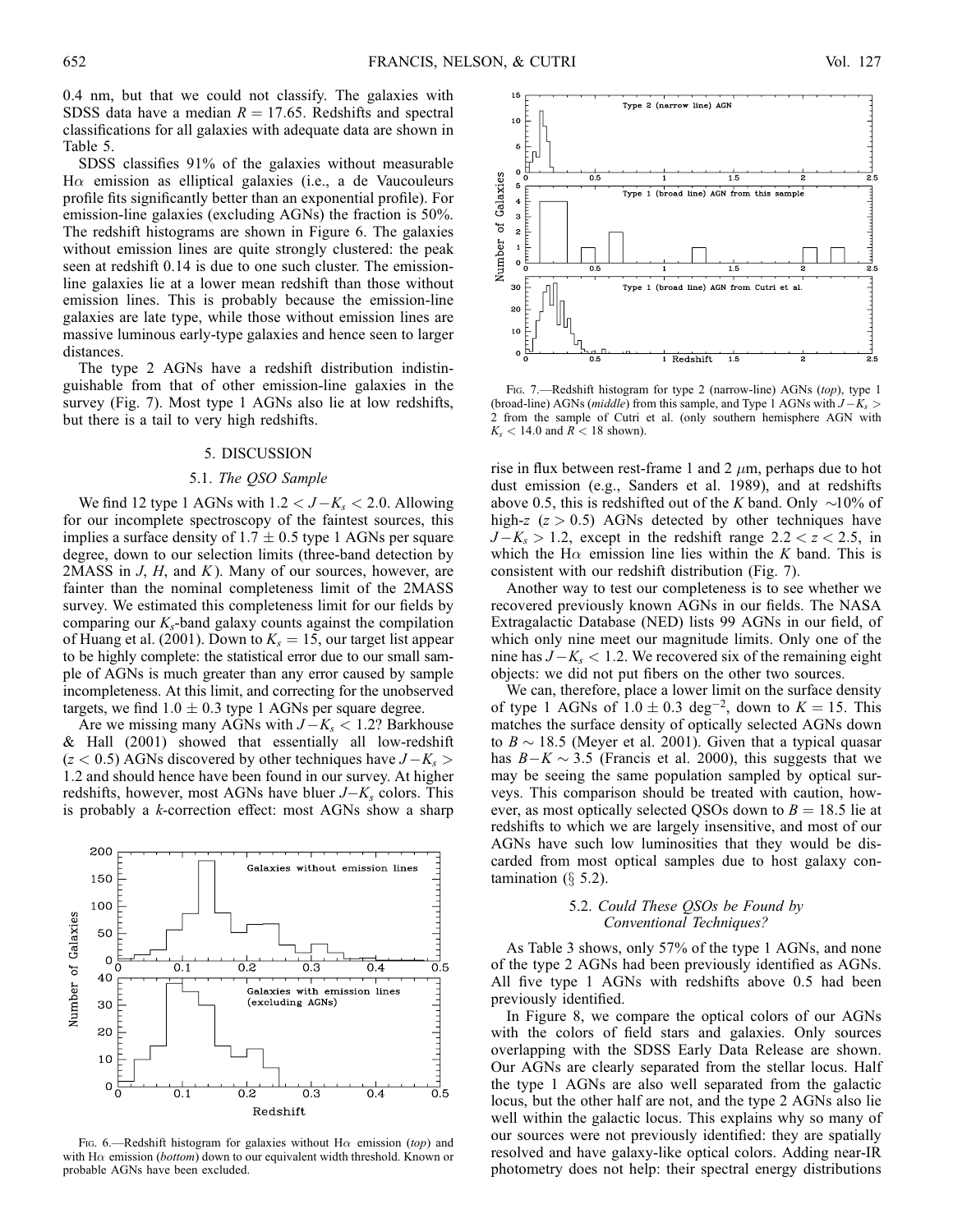0.4 nm, but that we could not classify. The galaxies with SDSS data have a median $R = 17.65$. Redshifts and spectral classifications for all galaxies with adequate data are shown in Table 5.

SDSS classifies 91% of the galaxies without measurable H$\alpha$ emission as elliptical galaxies (i.e., a de Vaucouleurs profile fits significantly better than an exponential profile). For emission-line galaxies (excluding AGNs) the fraction is 50%. The redshift histograms are shown in Figure 6. The galaxies without emission lines are quite strongly clustered: the peak seen at redshift 0.14 is due to one such cluster. The emission-line galaxies lie at a lower mean redshift than those without emission lines. This is probably because the emission-line galaxies are late type, while those without emission lines are massive luminous early-type galaxies and hence seen to larger distances.

The type 2 AGNs have a redshift distribution indistinguishable from that of other emission-line galaxies in the survey (Fig. 7). Most type 1 AGNs also lie at low redshifts, but there is a tail to very high redshifts.

Fig. 6.—Redshift histogram for galaxies without H$\alpha$ emission (*top*) and with H$\alpha$ emission (*bottom*) down to our equivalent width threshold. Known or probable AGNs have been excluded.

## 5. DISCUSSION

### 5.1. *The QSO Sample*

We find 12 type 1 AGNs with $1.2 < J - K_s < 2.0$. Allowing for our incomplete spectroscopy of the faintest sources, this implies a surface density of $1.7 \pm 0.5$ type 1 AGNs per square degree, down to our selection limits (three-band detection by 2MASS in $J$, $H$, and $K$). Many of our sources, however, are fainter than the nominal completeness limit of the 2MASS survey. We estimated this completeness limit for our fields by comparing our $K_s$-band galaxy counts against the compilation of Huang et al. (2001). Down to $K_s = 15$, our target list appear to be highly complete: the statistical error due to our small sample of AGNs is much greater than any error caused by sample incompleteness. At this limit, and correcting for the unobserved targets, we find $1.0 \pm 0.3$ type 1 AGNs per square degree.

Are we missing many AGNs with $J - K_s < 1.2$? Barkhouse & Hall (2001) showed that essentially all low-redshift ($z < 0.5$) AGNs discovered by other techniques have $J - K_s > 1.2$ and should hence have been found in our survey. At higher redshifts, however, most AGNs have bluer $J - K_s$ colors. This is probably a $k$-correction effect: most AGNs show a sharp rise in flux between rest-frame 1 and 2 $\mu$m, perhaps due to hot dust emission (e.g., Sanders et al. 1989), and at redshifts above 0.5, this is redshifted out of the $K$ band. Only $\sim$10% of high-$z$ ($z > 0.5$) AGNs detected by other techniques have $J - K_s > 1.2$, except in the redshift range $2.2 < z < 2.5$, in which the H$\alpha$ emission line lies within the $K$ band. This is consistent with our redshift distribution (Fig. 7).

Fig. 7.—Redshift histogram for type 2 (narrow-line) AGNs (*top*), type 1 (broad-line) AGNs (*middle*) from this sample, and Type 1 AGNs with $J - K_s > 2$ from the sample of Cutri et al. (only southern hemisphere AGN with $K_s < 14.0$ and $R < 18$ shown).

Another way to test our completeness is to see whether we recovered previously known AGNs in our fields. The NASA Extragalactic Database (NED) lists 99 AGNs in our field, of which only nine meet our magnitude limits. Only one of the nine has $J - K_s < 1.2$. We recovered six of the remaining eight objects: we did not put fibers on the other two sources.

We can, therefore, place a lower limit on the surface density of type 1 AGNs of $1.0 \pm 0.3$ deg$^{-2}$, down to $K = 15$. This matches the surface density of optically selected AGNs down to $B \sim 18.5$ (Meyer et al. 2001). Given that a typical quasar has $B - K \sim 3.5$ (Francis et al. 2000), this suggests that we may be seeing the same population sampled by optical surveys. This comparison should be treated with caution, however, as most optically selected QSOs down to $B = 18.5$ lie at redshifts to which we are largely insensitive, and most of our AGNs have such low luminosities that they would be discarded from most optical samples due to host galaxy contamination (§ 5.2).

### 5.2. *Could These QSOs be Found by Conventional Techniques?*

As Table 3 shows, only 57% of the type 1 AGNs, and none of the type 2 AGNs had been previously identified as AGNs. All five type 1 AGNs with redshifts above 0.5 had been previously identified.

In Figure 8, we compare the optical colors of our AGNs with the colors of field stars and galaxies. Only sources overlapping with the SDSS Early Data Release are shown. Our AGNs are clearly separated from the stellar locus. Half the type 1 AGNs are also well separated from the galactic locus, but the other half are not, and the type 2 AGNs also lie well within the galactic locus. This explains why so many of our sources were not previously identified: they are spatially resolved and have galaxy-like optical colors. Adding near-IR photometry does not help: their spectral energy distributions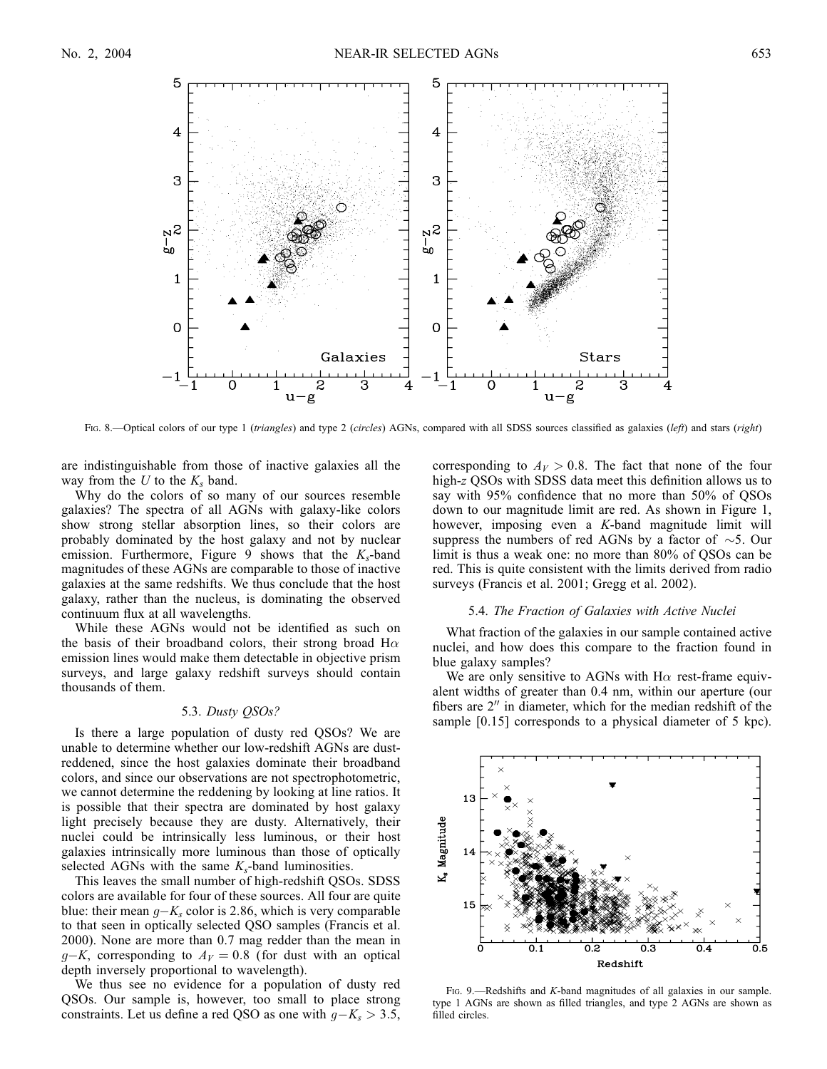FIG. 8.—Optical colors of our type 1 (*triangles*) and type 2 (*circles*) AGNs, compared with all SDSS sources classified as galaxies (*left*) and stars (*right*)

are indistinguishable from those of inactive galaxies all the way from the $U$ to the $K_s$ band.

Why do the colors of so many of our sources resemble galaxies? The spectra of all AGNs with galaxy-like colors show strong stellar absorption lines, so their colors are probably dominated by the host galaxy and not by nuclear emission. Furthermore, Figure 9 shows that the $K_s$-band magnitudes of these AGNs are comparable to those of inactive galaxies at the same redshifts. We thus conclude that the host galaxy, rather than the nucleus, is dominating the observed continuum flux at all wavelengths.

While these AGNs would not be identified as such on the basis of their broadband colors, their strong broad H$\alpha$ emission lines would make them detectable in objective prism surveys, and large galaxy redshift surveys should contain thousands of them.

### 5.3. *Dusty QSOs?*

Is there a large population of dusty red QSOs? We are unable to determine whether our low-redshift AGNs are dust-reddened, since the host galaxies dominate their broadband colors, and since our observations are not spectrophotometric, we cannot determine the reddening by looking at line ratios. It is possible that their spectra are dominated by host galaxy light precisely because they are dusty. Alternatively, their nuclei could be intrinsically less luminous, or their host galaxies intrinsically more luminous than those of optically selected AGNs with the same $K_s$-band luminosities.

This leaves the small number of high-redshift QSOs. SDSS colors are available for four of these sources. All four are quite blue: their mean $g-K_s$ color is 2.86, which is very comparable to that seen in optically selected QSO samples (Francis et al. 2000). None are more than 0.7 mag redder than the mean in $g-K$, corresponding to $A_V = 0.8$ (for dust with an optical depth inversely proportional to wavelength).

We thus see no evidence for a population of dusty red QSOs. Our sample is, however, too small to place strong constraints. Let us define a red QSO as one with $g-K_s > 3.5$, corresponding to $A_V > 0.8$. The fact that none of the four high-$z$ QSOs with SDSS data meet this definition allows us to say with 95% confidence that no more than 50% of QSOs down to our magnitude limit are red. As shown in Figure 1, however, imposing even a $K$-band magnitude limit will suppress the numbers of red AGNs by a factor of $\sim$5. Our limit is thus a weak one: no more than 80% of QSOs can be red. This is quite consistent with the limits derived from radio surveys (Francis et al. 2001; Gregg et al. 2002).

### 5.4. *The Fraction of Galaxies with Active Nuclei*

What fraction of the galaxies in our sample contained active nuclei, and how does this compare to the fraction found in blue galaxy samples?

We are only sensitive to AGNs with H$\alpha$ rest-frame equivalent widths of greater than 0.4 nm, within our aperture (our fibers are $2''$ in diameter, which for the median redshift of the sample [0.15] corresponds to a physical diameter of 5 kpc).

FIG. 9.—Redshifts and $K$-band magnitudes of all galaxies in our sample. type 1 AGNs are shown as filled triangles, and type 2 AGNs are shown as filled circles.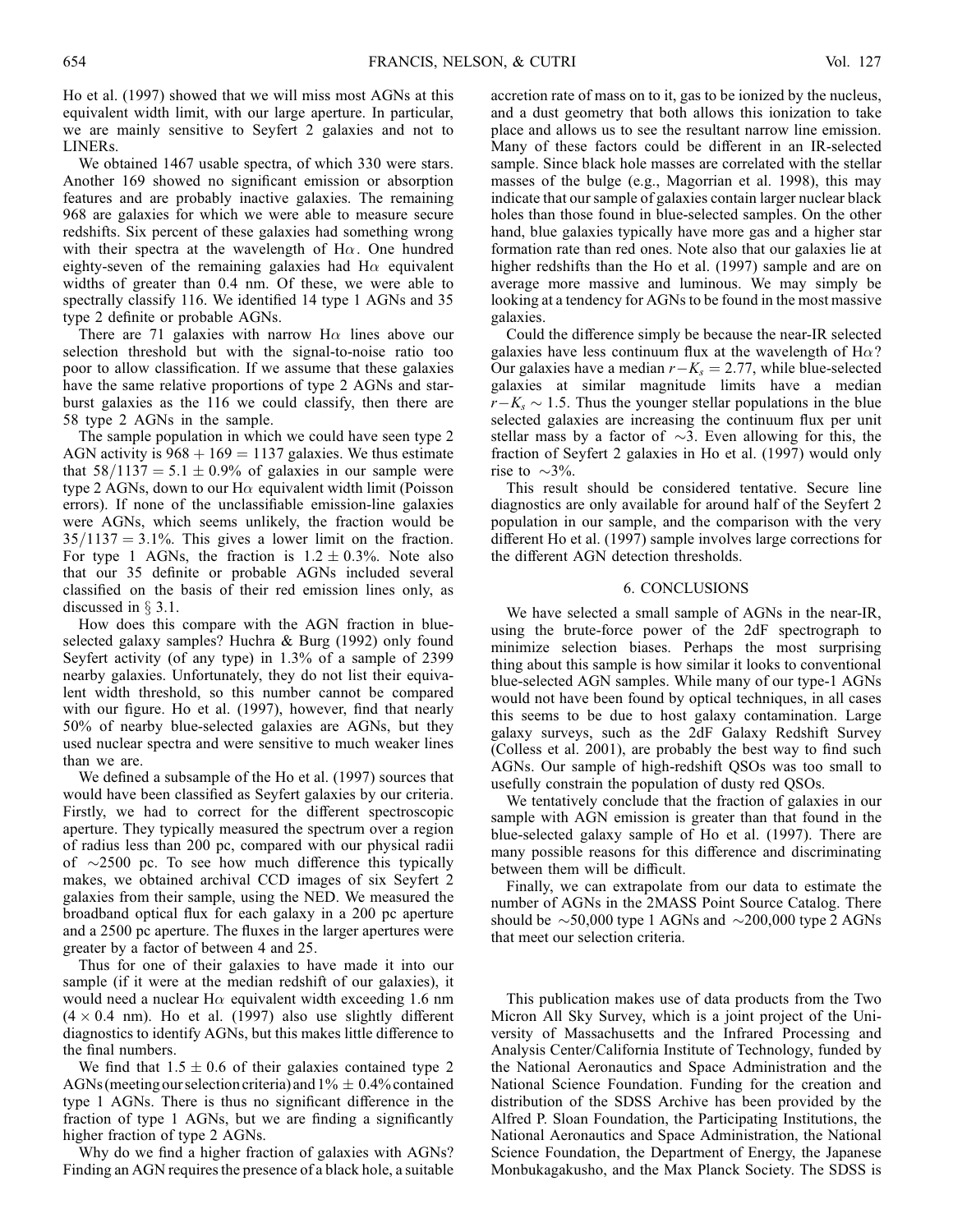Ho et al. (1997) showed that we will miss most AGNs at this equivalent width limit, with our large aperture. In particular, we are mainly sensitive to Seyfert 2 galaxies and not to LINERs.

We obtained 1467 usable spectra, of which 330 were stars. Another 169 showed no significant emission or absorption features and are probably inactive galaxies. The remaining 968 are galaxies for which we were able to measure secure redshifts. Six percent of these galaxies had something wrong with their spectra at the wavelength of H$\alpha$. One hundred eighty-seven of the remaining galaxies had H$\alpha$ equivalent widths of greater than 0.4 nm. Of these, we were able to spectrally classify 116. We identified 14 type 1 AGNs and 35 type 2 definite or probable AGNs.

There are 71 galaxies with narrow H$\alpha$ lines above our selection threshold but with the signal-to-noise ratio too poor to allow classification. If we assume that these galaxies have the same relative proportions of type 2 AGNs and starburst galaxies as the 116 we could classify, then there are 58 type 2 AGNs in the sample.

The sample population in which we could have seen type 2 AGN activity is $968 + 169 = 1137$ galaxies. We thus estimate that $58/1137 = 5.1 \pm 0.9\%$ of galaxies in our sample were type 2 AGNs, down to our H$\alpha$ equivalent width limit (Poisson errors). If none of the unclassifiable emission-line galaxies were AGNs, which seems unlikely, the fraction would be $35/1137 = 3.1\%$. This gives a lower limit on the fraction. For type 1 AGNs, the fraction is $1.2 \pm 0.3\%$. Note also that our 35 definite or probable AGNs included several classified on the basis of their red emission lines only, as discussed in § 3.1.

How does this compare with the AGN fraction in blue-selected galaxy samples? Huchra & Burg (1992) only found Seyfert activity (of any type) in 1.3% of a sample of 2399 nearby galaxies. Unfortunately, they do not list their equivalent width threshold, so this number cannot be compared with our figure. Ho et al. (1997), however, find that nearly 50% of nearby blue-selected galaxies are AGNs, but they used nuclear spectra and were sensitive to much weaker lines than we are.

We defined a subsample of the Ho et al. (1997) sources that would have been classified as Seyfert galaxies by our criteria. Firstly, we had to correct for the different spectroscopic aperture. They typically measured the spectrum over a region of radius less than 200 pc, compared with our physical radii of $\sim$2500 pc. To see how much difference this typically makes, we obtained archival CCD images of six Seyfert 2 galaxies from their sample, using the NED. We measured the broadband optical flux for each galaxy in a 200 pc aperture and a 2500 pc aperture. The fluxes in the larger apertures were greater by a factor of between 4 and 25.

Thus for one of their galaxies to have made it into our sample (if it were at the median redshift of our galaxies), it would need a nuclear H$\alpha$ equivalent width exceeding 1.6 nm ($4 \times 0.4$ nm). Ho et al. (1997) also use slightly different diagnostics to identify AGNs, but this makes little difference to the final numbers.

We find that $1.5 \pm 0.6$ of their galaxies contained type 2 AGNs (meeting our selection criteria) and $1\% \pm 0.4\%$ contained type 1 AGNs. There is thus no significant difference in the fraction of type 1 AGNs, but we are finding a significantly higher fraction of type 2 AGNs.

Why do we find a higher fraction of galaxies with AGNs? Finding an AGN requires the presence of a black hole, a suitable accretion rate of mass on to it, gas to be ionized by the nucleus, and a dust geometry that both allows this ionization to take place and allows us to see the resultant narrow line emission. Many of these factors could be different in an IR-selected sample. Since black hole masses are correlated with the stellar masses of the bulge (e.g., Magorrian et al. 1998), this may indicate that our sample of galaxies contain larger nuclear black holes than those found in blue-selected samples. On the other hand, blue galaxies typically have more gas and a higher star formation rate than red ones. Note also that our galaxies lie at higher redshifts than the Ho et al. (1997) sample and are on average more massive and luminous. We may simply be looking at a tendency for AGNs to be found in the most massive galaxies.

Could the difference simply be because the near-IR selected galaxies have less continuum flux at the wavelength of H$\alpha$? Our galaxies have a median $r - K_s = 2.77$, while blue-selected galaxies at similar magnitude limits have a median $r - K_s \sim 1.5$. Thus the younger stellar populations in the blue selected galaxies are increasing the continuum flux per unit stellar mass by a factor of $\sim$3. Even allowing for this, the fraction of Seyfert 2 galaxies in Ho et al. (1997) would only rise to $\sim$3%.

This result should be considered tentative. Secure line diagnostics are only available for around half of the Seyfert 2 population in our sample, and the comparison with the very different Ho et al. (1997) sample involves large corrections for the different AGN detection thresholds.

## 6. CONCLUSIONS

We have selected a small sample of AGNs in the near-IR, using the brute-force power of the 2dF spectrograph to minimize selection biases. Perhaps the most surprising thing about this sample is how similar it looks to conventional blue-selected AGN samples. While many of our type-1 AGNs would not have been found by optical techniques, in all cases this seems to be due to host galaxy contamination. Large galaxy surveys, such as the 2dF Galaxy Redshift Survey (Colless et al. 2001), are probably the best way to find such AGNs. Our sample of high-redshift QSOs was too small to usefully constrain the population of dusty red QSOs.

We tentatively conclude that the fraction of galaxies in our sample with AGN emission is greater than that found in the blue-selected galaxy sample of Ho et al. (1997). There are many possible reasons for this difference and discriminating between them will be difficult.

Finally, we can extrapolate from our data to estimate the number of AGNs in the 2MASS Point Source Catalog. There should be $\sim$50,000 type 1 AGNs and $\sim$200,000 type 2 AGNs that meet our selection criteria.

This publication makes use of data products from the Two Micron All Sky Survey, which is a joint project of the University of Massachusetts and the Infrared Processing and Analysis Center/California Institute of Technology, funded by the National Aeronautics and Space Administration and the National Science Foundation. Funding for the creation and distribution of the SDSS Archive has been provided by the Alfred P. Sloan Foundation, the Participating Institutions, the National Aeronautics and Space Administration, the National Science Foundation, the Department of Energy, the Japanese Monbukagakusho, and the Max Planck Society. The SDSS is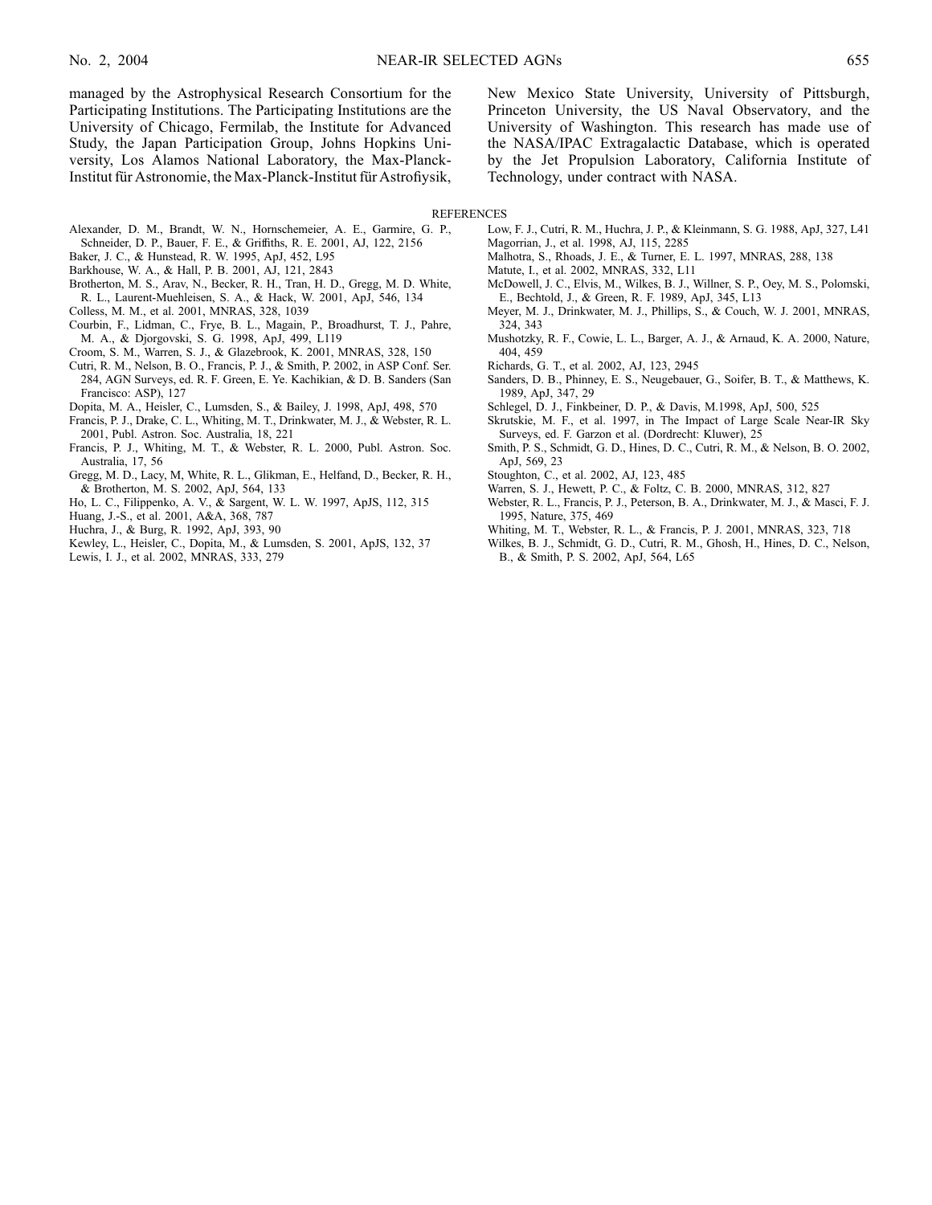managed by the Astrophysical Research Consortium for the Participating Institutions. The Participating Institutions are the University of Chicago, Fermilab, the Institute for Advanced Study, the Japan Participation Group, Johns Hopkins University, Los Alamos National Laboratory, the Max-Planck-Institut für Astronomie, the Max-Planck-Institut für Astrofiysik, New Mexico State University, University of Pittsburgh, Princeton University, the US Naval Observatory, and the University of Washington. This research has made use of the NASA/IPAC Extragalactic Database, which is operated by the Jet Propulsion Laboratory, California Institute of Technology, under contract with NASA.

## REFERENCES

Alexander, D. M., Brandt, W. N., Hornschemeier, A. E., Garmire, G. P., Schneider, D. P., Bauer, F. E., & Griffiths, R. E. 2001, AJ, 122, 2156
Baker, J. C., & Hunstead, R. W. 1995, ApJ, 452, L95
Barkhouse, W. A., & Hall, P. B. 2001, AJ, 121, 2843
Brotherton, M. S., Arav, N., Becker, R. H., Tran, H. D., Gregg, M. D. White, R. L., Laurent-Muehleisen, S. A., & Hack, W. 2001, ApJ, 546, 134
Colless, M. M., et al. 2001, MNRAS, 328, 1039
Courbin, F., Lidman, C., Frye, B. L., Magain, P., Broadhurst, T. J., Pahre, M. A., & Djorgovski, S. G. 1998, ApJ, 499, L119
Croom, S. M., Warren, S. J., & Glazebrook, K. 2001, MNRAS, 328, 150
Cutri, R. M., Nelson, B. O., Francis, P. J., & Smith, P. 2002, in ASP Conf. Ser. 284, AGN Surveys, ed. R. F. Green, E. Ye. Kachikian, & D. B. Sanders (San Francisco: ASP), 127
Dopita, M. A., Heisler, C., Lumsden, S., & Bailey, J. 1998, ApJ, 498, 570
Francis, P. J., Drake, C. L., Whiting, M. T., Drinkwater, M. J., & Webster, R. L. 2001, Publ. Astron. Soc. Australia, 18, 221
Francis, P. J., Whiting, M. T., & Webster, R. L. 2000, Publ. Astron. Soc. Australia, 17, 56
Gregg, M. D., Lacy, M, White, R. L., Glikman, E., Helfand, D., Becker, R. H., & Brotherton, M. S. 2002, ApJ, 564, 133
Ho, L. C., Filippenko, A. V., & Sargent, W. L. W. 1997, ApJS, 112, 315
Huang, J.-S., et al. 2001, A&A, 368, 787
Huchra, J., & Burg, R. 1992, ApJ, 393, 90
Kewley, L., Heisler, C., Dopita, M., & Lumsden, S. 2001, ApJS, 132, 37
Lewis, I. J., et al. 2002, MNRAS, 333, 279
Low, F. J., Cutri, R. M., Huchra, J. P., & Kleinmann, S. G. 1988, ApJ, 327, L41
Magorrian, J., et al. 1998, AJ, 115, 2285
Malhotra, S., Rhoads, J. E., & Turner, E. L. 1997, MNRAS, 288, 138
Matute, I., et al. 2002, MNRAS, 332, L11
McDowell, J. C., Elvis, M., Wilkes, B. J., Willner, S. P., Oey, M. S., Polomski, E., Bechtold, J., & Green, R. F. 1989, ApJ, 345, L13
Meyer, M. J., Drinkwater, M. J., Phillips, S., & Couch, W. J. 2001, MNRAS, 324, 343
Mushotzky, R. F., Cowie, L. L., Barger, A. J., & Arnaud, K. A. 2000, Nature, 404, 459
Richards, G. T., et al. 2002, AJ, 123, 2945
Sanders, D. B., Phinney, E. S., Neugebauer, G., Soifer, B. T., & Matthews, K. 1989, ApJ, 347, 29
Schlegel, D. J., Finkbeiner, D. P., & Davis, M.1998, ApJ, 500, 525
Skrutskie, M. F., et al. 1997, in The Impact of Large Scale Near-IR Sky Surveys, ed. F. Garzon et al. (Dordrecht: Kluwer), 25
Smith, P. S., Schmidt, G. D., Hines, D. C., Cutri, R. M., & Nelson, B. O. 2002, ApJ, 569, 23
Stoughton, C., et al. 2002, AJ, 123, 485
Warren, S. J., Hewett, P. C., & Foltz, C. B. 2000, MNRAS, 312, 827
Webster, R. L., Francis, P. J., Peterson, B. A., Drinkwater, M. J., & Masci, F. J. 1995, Nature, 375, 469
Whiting, M. T., Webster, R. L., & Francis, P. J. 2001, MNRAS, 323, 718
Wilkes, B. J., Schmidt, G. D., Cutri, R. M., Ghosh, H., Hines, D. C., Nelson, B., & Smith, P. S. 2002, ApJ, 564, L65